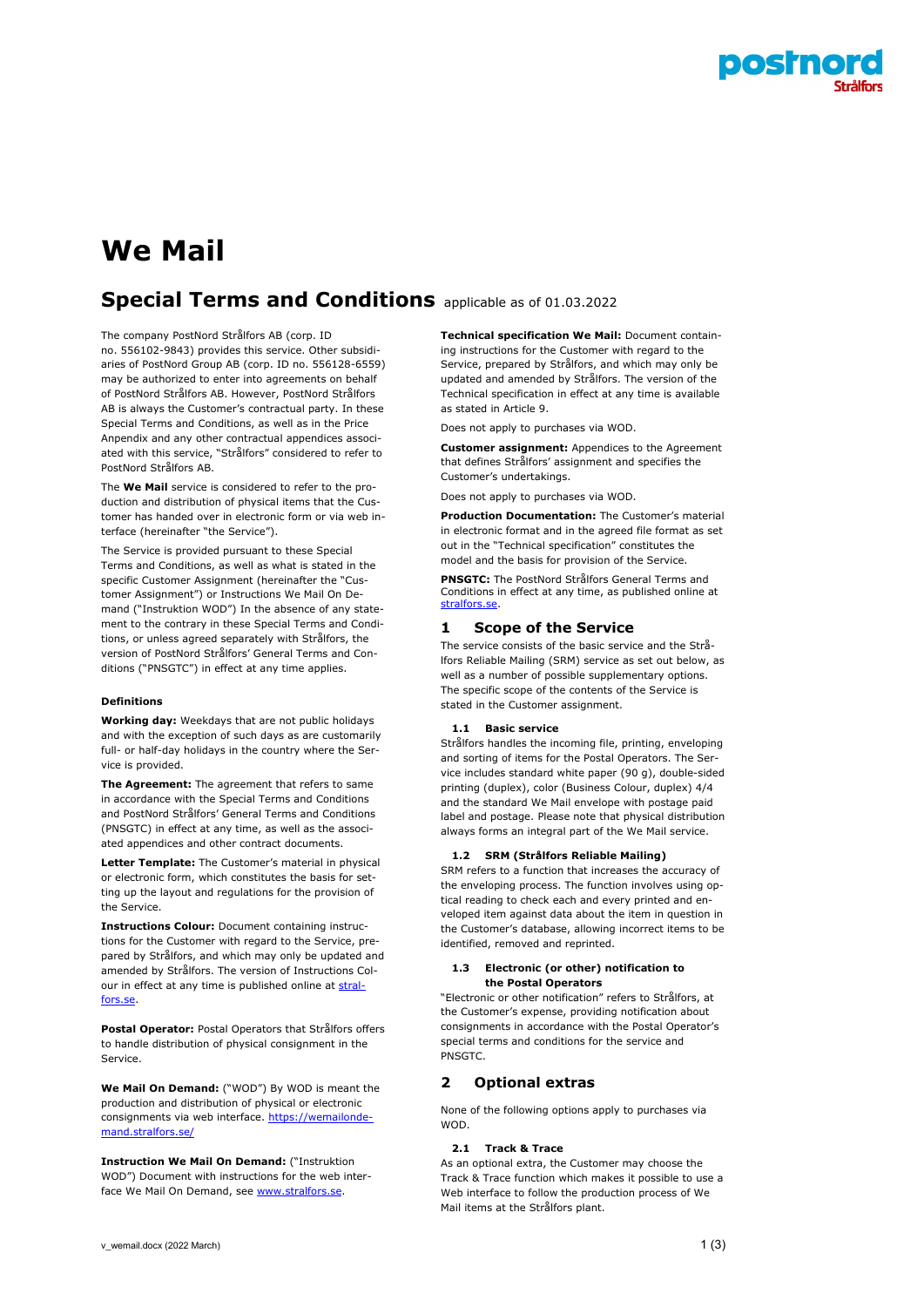# We Mail

## Special Terms and Conditions applicable as of 01.03.2022

The company PostNord Strålfors AB (corp. ID no. 556102-9843) provides this service. Other subsidiaries of PostNord Group AB (corp. ID no. 556128-6559) may be authorized to enter into agreements on behalf of PostNord Strålfors AB. However, PostNord Strålfors AB is always the Customer's contractual party. In these Special Terms and Conditions, as well as in the Price Anpendix and any other contractual appendices associated with this service, "Strålfors" considered to refer to PostNord Strålfors AB.

The **We Mail** service is considered to refer to the production and distribution of physical items that the Customer has handed over in electronic form or via web interface (hereinafter "the Service").

The Service is provided pursuant to these Special Terms and Conditions, as well as what is stated in the specific Customer Assignment (hereinafter the "Customer Assignment") or Instructions We Mail On Demand ("Instruktion WOD") In the absence of any statement to the contrary in these Special Terms and Conditions, or unless agreed separately with Strålfors, the version of PostNord Strålfors' General Terms and Conditions ("PNSGTC") in effect at any time applies.

#### Definitions

**Working day:** Weekdays that are not public holidays and with the exception of such days as are customarily full- or half-day holidays in the country where the Service is provided.

**The Agreement:** The agreement that refers to same in accordance with the Special Terms and Conditions and PostNord Strålfors' General Terms and Conditions (PNSGTC) in effect at any time, as well as the associated appendices and other contract documents.

**Letter Template:** The Customer's material in physical or electronic form, which constitutes the basis for setting up the layout and regulations for the provision of the Service.

**Instructions Colour:** Document containing instructions for the Customer with regard to the Service, prepared by Strålfors, and which may only be updated and amended by Strålfors. The version of Instructions Colour in effect at any time is published online at stralfors.se.

**Postal Operator:** Postal Operators that Strålfors offers to handle distribution of physical consignment in the Service.

**We Mail On Demand:** ("WOD") By WOD is meant the production and distribution of physical or electronic consignments via web interface. https://wemailondemand.stralfors.se/

**Instruction We Mail On Demand:** ("Instruktion WOD") Document with instructions for the web interface We Mail On Demand, see www.stralfors.se.

**Technical specification We Mail:** Document containing instructions for the Customer with regard to the Service, prepared by Strålfors, and which may only be updated and amended by Strålfors. The version of the Technical specification in effect at any time is available as stated in Article 9.

Does not apply to purchases via WOD.

**Customer assignment:** Appendices to the Agreement that defines Strålfors' assignment and specifies the Customer's undertakings.

Does not apply to purchases via WOD.

**Production Documentation:** The Customer's material in electronic format and in the agreed file format as set out in the "Technical specification" constitutes the model and the basis for provision of the Service.

**PNSGTC:** The PostNord Strålfors General Terms and Conditions in effect at any time, as published online at stralfors.se.

## 1 Scope of the Service

The service consists of the basic service and the Strålfors Reliable Mailing (SRM) service as set out below, as well as a number of possible supplementary options. The specific scope of the contents of the Service is stated in the Customer assignment.

### 1.1 Basic service

Strålfors handles the incoming file, printing, enveloping and sorting of items for the Postal Operators. The Service includes standard white paper (90 g), double-sided printing (duplex), color (Business Colour, duplex) 4/4 and the standard We Mail envelope with postage paid label and postage. Please note that physical distribution always forms an integral part of the We Mail service.

### 1.2 SRM (Strålfors Reliable Mailing)

SRM refers to a function that increases the accuracy of the enveloping process. The function involves using optical reading to check each and every printed and enveloped item against data about the item in question in the Customer's database, allowing incorrect items to be identified, removed and reprinted.

### 1.3 Electronic (or other) notification to the Postal Operators

"Electronic or other notification" refers to Strålfors, at the Customer's expense, providing notification about consignments in accordance with the Postal Operator's special terms and conditions for the service and PNSGTC.

## 2 Optional extras

None of the following options apply to purchases via WOD.

### 2.1 Track & Trace

As an optional extra, the Customer may choose the Track & Trace function which makes it possible to use a Web interface to follow the production process of We Mail items at the Strålfors plant.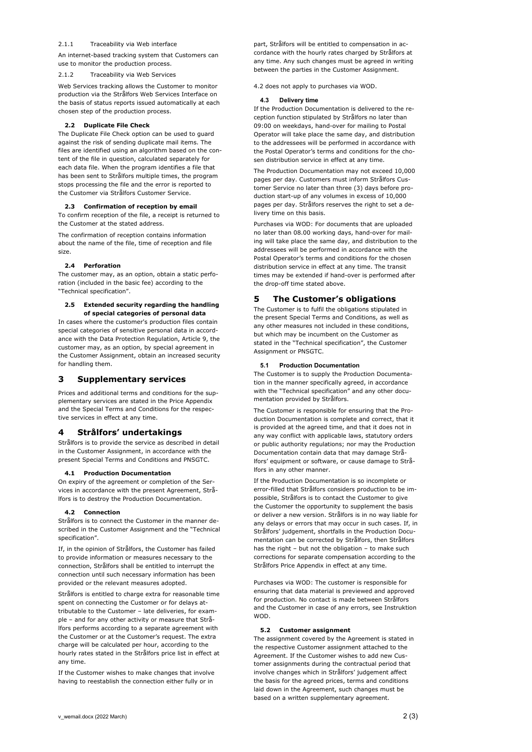#### 2.1.1 Traceability via Web interface

An internet-based tracking system that Customers can use to monitor the production process.

#### 2.1.2 Traceability via Web Services

Web Services tracking allows the Customer to monitor production via the Strålfors Web Services Interface on the basis of status reports issued automatically at each chosen step of the production process.

### 2.2 Duplicate File Check

The Duplicate File Check option can be used to guard against the risk of sending duplicate mail items. The files are identified using an algorithm based on the content of the file in question, calculated separately for each data file. When the program identifies a file that has been sent to Strålfors multiple times, the program stops processing the file and the error is reported to the Customer via Strålfors Customer Service.

### 2.3 Confirmation of reception by email

To confirm reception of the file, a receipt is returned to the Customer at the stated address.

The confirmation of reception contains information about the name of the file, time of reception and file size.

### 2.4 Perforation

The customer may, as an option, obtain a static perforation (included in the basic fee) according to the "Technical specification".

### 2.5 Extended security regarding the handling of special categories of personal data

In cases where the customer's production files contain special categories of sensitive personal data in accordance with the Data Protection Regulation, Article 9, the customer may, as an option, by special agreement in the Customer Assignment, obtain an increased security for handling them.

## 3 Supplementary services

Prices and additional terms and conditions for the supplementary services are stated in the Price Appendix and the Special Terms and Conditions for the respective services in effect at any time.

## 4 Strålfors' undertakings

Strålfors is to provide the service as described in detail in the Customer Assignment, in accordance with the present Special Terms and Conditions and PNSGTC.

### 4.1 Production Documentation

On expiry of the agreement or completion of the Services in accordance with the present Agreement, Strålfors is to destroy the Production Documentation.

### 4.2 Connection

Strålfors is to connect the Customer in the manner described in the Customer Assignment and the "Technical specification".

If, in the opinion of Strålfors, the Customer has failed to provide information or measures necessary to the connection, Strålfors shall be entitled to interrupt the connection until such necessary information has been provided or the relevant measures adopted.

Strålfors is entitled to charge extra for reasonable time spent on connecting the Customer or for delays attributable to the Customer – late deliveries, for example – and for any other activity or measure that Strålfors performs according to a separate agreement with the Customer or at the Customer's request. The extra charge will be calculated per hour, according to the hourly rates stated in the Strålfors price list in effect at any time.

If the Customer wishes to make changes that involve having to reestablish the connection either fully or in part, Strålfors will be entitled to compensation in accordance with the hourly rates charged by Strålfors at any time. Any such changes must be agreed in writing between the parties in the Customer Assignment.

4.2 does not apply to purchases via WOD.

### 4.3 Delivery time

If the Production Documentation is delivered to the reception function stipulated by Strålfors no later than 09:00 on weekdays, hand-over for mailing to Postal Operator will take place the same day, and distribution to the addressees will be performed in accordance with the Postal Operator's terms and conditions for the chosen distribution service in effect at any time.

The Production Documentation may not exceed 10,000 pages per day. Customers must inform Strålfors Customer Service no later than three (3) days before production start-up of any volumes in excess of 10,000 pages per day. Strålfors reserves the right to set a delivery time on this basis.

Purchases via WOD: For documents that are uploaded no later than 08.00 working days, hand-over for mailing will take place the same day, and distribution to the addressees will be performed in accordance with the Postal Operator's terms and conditions for the chosen distribution service in effect at any time. The transit times may be extended if hand-over is performed after the drop-off time stated above.

## 5 The Customer's obligations

The Customer is to fulfil the obligations stipulated in the present Special Terms and Conditions, as well as any other measures not included in these conditions, but which may be incumbent on the Customer as stated in the "Technical specification", the Customer Assignment or PNSGTC.

### 5.1 Production Documentation

The Customer is to supply the Production Documentation in the manner specifically agreed, in accordance with the "Technical specification" and any other documentation provided by Strålfors.

The Customer is responsible for ensuring that the Production Documentation is complete and correct, that it is provided at the agreed time, and that it does not in any way conflict with applicable laws, statutory orders or public authority regulations; nor may the Production Documentation contain data that may damage Strålfors' equipment or software, or cause damage to Strålfors in any other manner.

If the Production Documentation is so incomplete or error-filled that Strålfors considers production to be impossible, Strålfors is to contact the Customer to give the Customer the opportunity to supplement the basis or deliver a new version. Strålfors is in no way liable for any delays or errors that may occur in such cases. If, in Strålfors' judgement, shortfalls in the Production Documentation can be corrected by Strålfors, then Strålfors has the right – but not the obligation – to make such corrections for separate compensation according to the Strålfors Price Appendix in effect at any time.

Purchases via WOD: The customer is responsible for ensuring that data material is previewed and approved for production. No contact is made between Strålfors and the Customer in case of any errors, see Instruktion WOD.

### 5.2 Customer assignment

The assignment covered by the Agreement is stated in the respective Customer assignment attached to the Agreement. If the Customer wishes to add new Customer assignments during the contractual period that involve changes which in Strålfors' judgement affect the basis for the agreed prices, terms and conditions laid down in the Agreement, such changes must be based on a written supplementary agreement.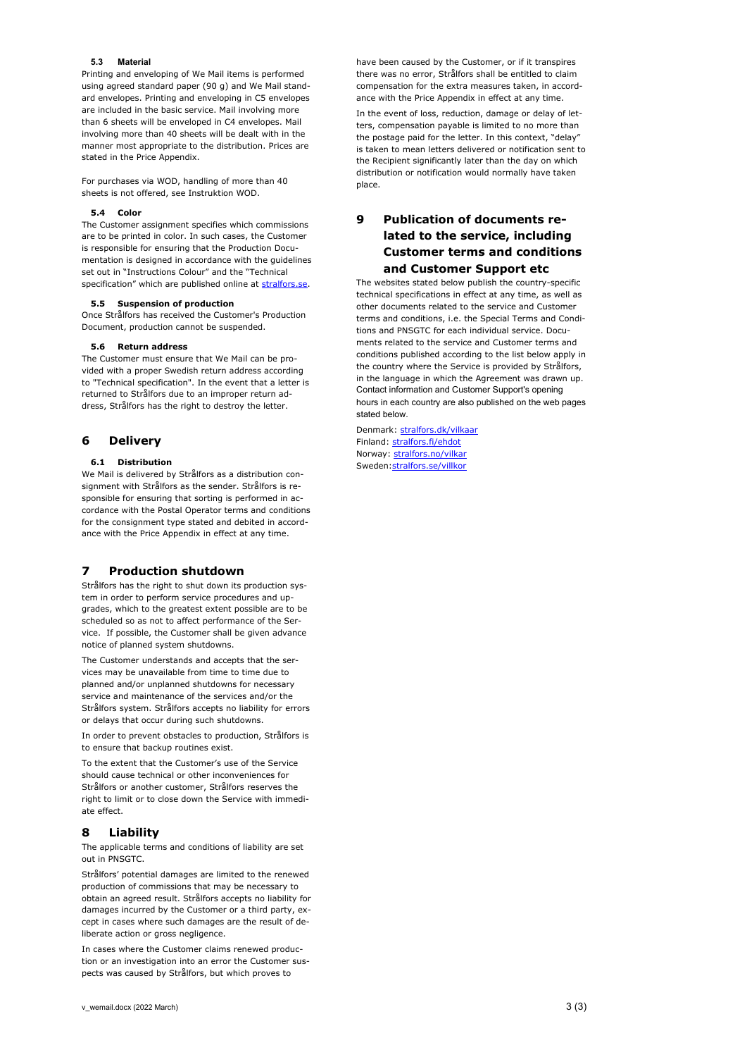### 5.3 Material

Printing and enveloping of We Mail items is performed using agreed standard paper (90 g) and We Mail standard envelopes. Printing and enveloping in C5 envelopes are included in the basic service. Mail involving more than 6 sheets will be enveloped in C4 envelopes. Mail involving more than 40 sheets will be dealt with in the manner most appropriate to the distribution. Prices are stated in the Price Appendix.

For purchases via WOD, handling of more than 40 sheets is not offered, see Instruktion WOD.

### 5.4 Color

The Customer assignment specifies which commissions are to be printed in color. In such cases, the Customer is responsible for ensuring that the Production Documentation is designed in accordance with the guidelines set out in "Instructions Colour" and the "Technical specification" which are published online at stralfors.se.

### 5.5 Suspension of production

Once Strålfors has received the Customer's Production Document, production cannot be suspended.

### 5.6 Return address

The Customer must ensure that We Mail can be provided with a proper Swedish return address according to "Technical specification". In the event that a letter is returned to Strålfors due to an improper return address, Strålfors has the right to destroy the letter.

## 6 Delivery

### 6.1 Distribution

We Mail is delivered by Strålfors as a distribution consignment with Strålfors as the sender. Strålfors is responsible for ensuring that sorting is performed in accordance with the Postal Operator terms and conditions for the consignment type stated and debited in accordance with the Price Appendix in effect at any time.

## 7 Production shutdown

Strålfors has the right to shut down its production system in order to perform service procedures and upgrades, which to the greatest extent possible are to be scheduled so as not to affect performance of the Service. If possible, the Customer shall be given advance notice of planned system shutdowns.

The Customer understands and accepts that the services may be unavailable from time to time due to planned and/or unplanned shutdowns for necessary service and maintenance of the services and/or the Strålfors system. Strålfors accepts no liability for errors or delays that occur during such shutdowns.

In order to prevent obstacles to production, Strålfors is to ensure that backup routines exist.

To the extent that the Customer's use of the Service should cause technical or other inconveniences for Strålfors or another customer, Strålfors reserves the right to limit or to close down the Service with immediate effect.

## 8 Liability

The applicable terms and conditions of liability are set out in PNSGTC.

Strålfors' potential damages are limited to the renewed production of commissions that may be necessary to obtain an agreed result. Strålfors accepts no liability for damages incurred by the Customer or a third party, except in cases where such damages are the result of deliberate action or gross negligence.

In cases where the Customer claims renewed production or an investigation into an error the Customer suspects was caused by Strålfors, but which proves to have been caused by the Customer, or if it transpires there was no error, Strålfors shall be entitled to claim compensation for the extra measures taken, in accordance with the Price Appendix in effect at any time.

In the event of loss, reduction, damage or delay of letters, compensation payable is limited to no more than the postage paid for the letter. In this context, "delay" is taken to mean letters delivered or notification sent to the Recipient significantly later than the day on which distribution or notification would normally have taken place.

## 9 Publication of documents related to the service, including Customer terms and conditions and Customer Support etc

The websites stated below publish the country-specific technical specifications in effect at any time, as well as other documents related to the service and Customer terms and conditions, i.e. the Special Terms and Conditions and PNSGTC for each individual service. Documents related to the service and Customer terms and conditions published according to the list below apply in the country where the Service is provided by Strålfors, in the language in which the Agreement was drawn up. Contact information and Customer Support's opening hours in each country are also published on the web pages stated below.

Denmark: stralfors.dk/vilkaar
Finland: stralfors.fi/ehdot
Norway: stralfors.no/vilkar
Sweden: stralfors.se/villkor